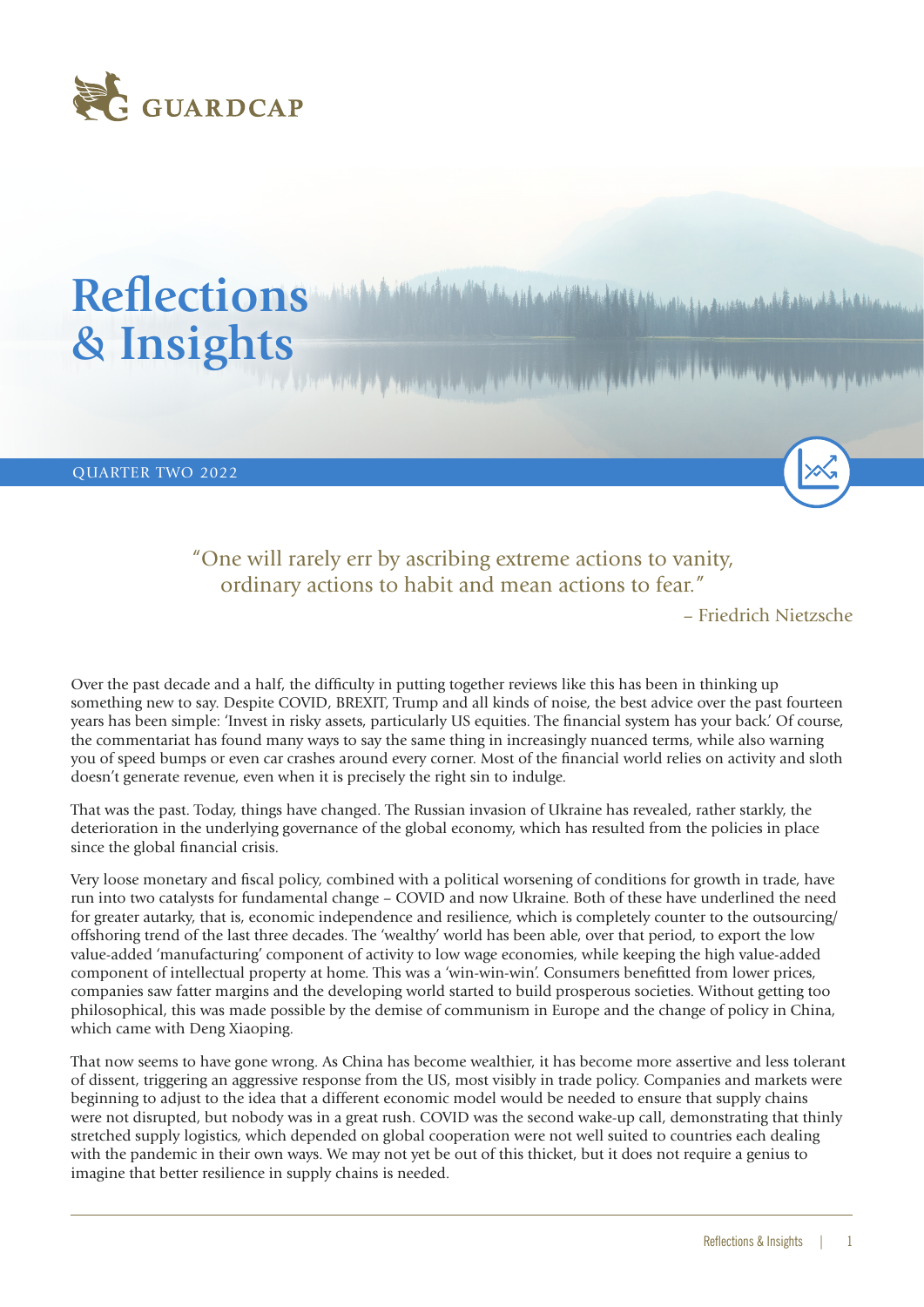GUARDCAP

# Reflections & Insights

QUARTER TWO 2022

> "One will rarely err by ascribing extreme actions to vanity, ordinary actions to habit and mean actions to fear."
>
> – Friedrich Nietzsche

Over the past decade and a half, the difficulty in putting together reviews like this has been in thinking up something new to say. Despite COVID, BREXIT, Trump and all kinds of noise, the best advice over the past fourteen years has been simple: 'Invest in risky assets, particularly US equities. The financial system has your back.' Of course, the commentariat has found many ways to say the same thing in increasingly nuanced terms, while also warning you of speed bumps or even car crashes around every corner. Most of the financial world relies on activity and sloth doesn't generate revenue, even when it is precisely the right sin to indulge.

That was the past. Today, things have changed. The Russian invasion of Ukraine has revealed, rather starkly, the deterioration in the underlying governance of the global economy, which has resulted from the policies in place since the global financial crisis.

Very loose monetary and fiscal policy, combined with a political worsening of conditions for growth in trade, have run into two catalysts for fundamental change – COVID and now Ukraine. Both of these have underlined the need for greater autarky, that is, economic independence and resilience, which is completely counter to the outsourcing/offshoring trend of the last three decades. The 'wealthy' world has been able, over that period, to export the low value-added 'manufacturing' component of activity to low wage economies, while keeping the high value-added component of intellectual property at home. This was a 'win-win-win'. Consumers benefitted from lower prices, companies saw fatter margins and the developing world started to build prosperous societies. Without getting too philosophical, this was made possible by the demise of communism in Europe and the change of policy in China, which came with Deng Xiaoping.

That now seems to have gone wrong. As China has become wealthier, it has become more assertive and less tolerant of dissent, triggering an aggressive response from the US, most visibly in trade policy. Companies and markets were beginning to adjust to the idea that a different economic model would be needed to ensure that supply chains were not disrupted, but nobody was in a great rush. COVID was the second wake-up call, demonstrating that thinly stretched supply logistics, which depended on global cooperation were not well suited to countries each dealing with the pandemic in their own ways. We may not yet be out of this thicket, but it does not require a genius to imagine that better resilience in supply chains is needed.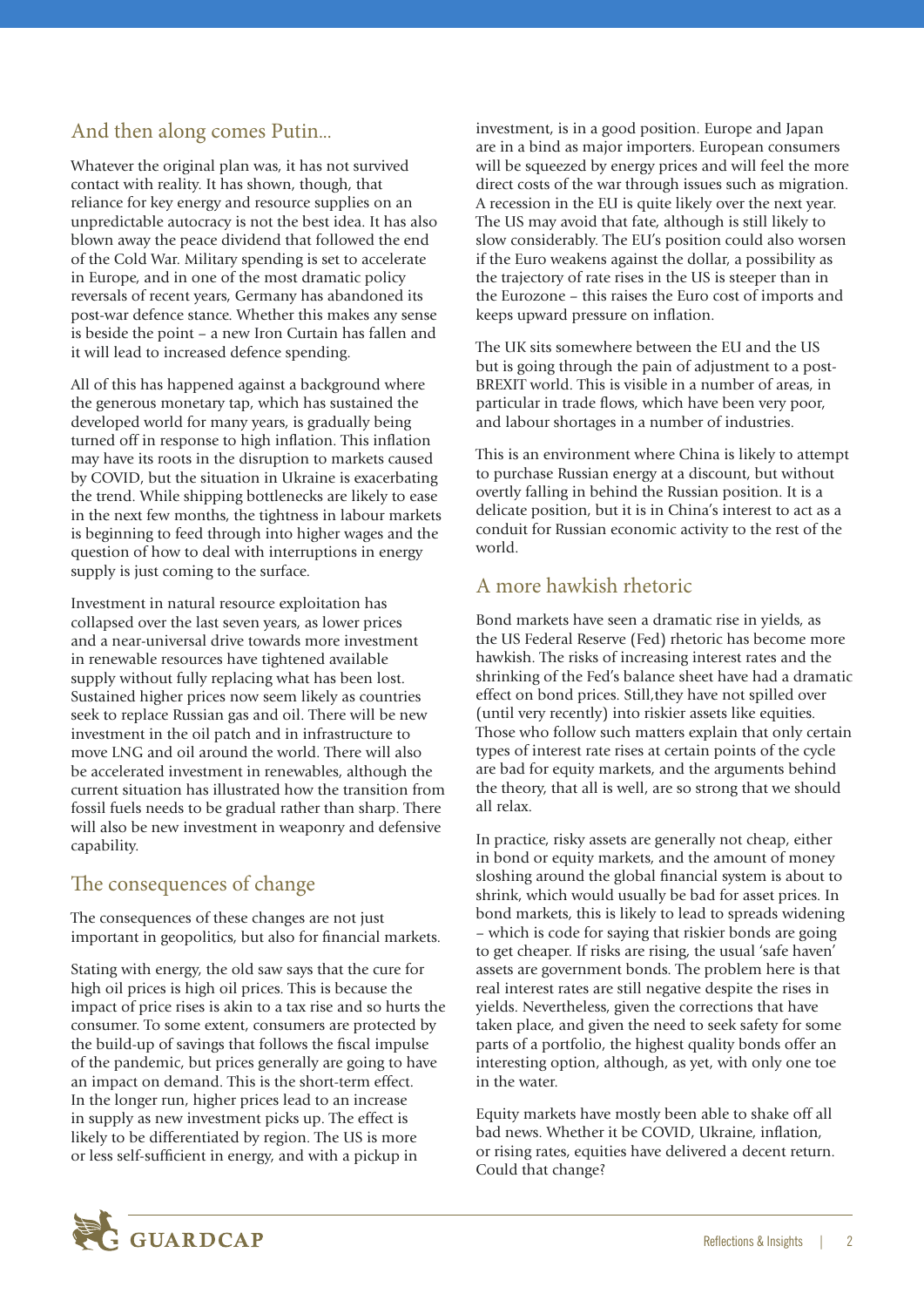## And then along comes Putin...

Whatever the original plan was, it has not survived contact with reality. It has shown, though, that reliance for key energy and resource supplies on an unpredictable autocracy is not the best idea. It has also blown away the peace dividend that followed the end of the Cold War. Military spending is set to accelerate in Europe, and in one of the most dramatic policy reversals of recent years, Germany has abandoned its post-war defence stance. Whether this makes any sense is beside the point – a new Iron Curtain has fallen and it will lead to increased defence spending.

All of this has happened against a background where the generous monetary tap, which has sustained the developed world for many years, is gradually being turned off in response to high inflation. This inflation may have its roots in the disruption to markets caused by COVID, but the situation in Ukraine is exacerbating the trend. While shipping bottlenecks are likely to ease in the next few months, the tightness in labour markets is beginning to feed through into higher wages and the question of how to deal with interruptions in energy supply is just coming to the surface.

Investment in natural resource exploitation has collapsed over the last seven years, as lower prices and a near-universal drive towards more investment in renewable resources have tightened available supply without fully replacing what has been lost. Sustained higher prices now seem likely as countries seek to replace Russian gas and oil. There will be new investment in the oil patch and in infrastructure to move LNG and oil around the world. There will also be accelerated investment in renewables, although the current situation has illustrated how the transition from fossil fuels needs to be gradual rather than sharp. There will also be new investment in weaponry and defensive capability.

## The consequences of change

The consequences of these changes are not just important in geopolitics, but also for financial markets.

Stating with energy, the old saw says that the cure for high oil prices is high oil prices. This is because the impact of price rises is akin to a tax rise and so hurts the consumer. To some extent, consumers are protected by the build-up of savings that follows the fiscal impulse of the pandemic, but prices generally are going to have an impact on demand. This is the short-term effect. In the longer run, higher prices lead to an increase in supply as new investment picks up. The effect is likely to be differentiated by region. The US is more or less self-sufficient in energy, and with a pickup in investment, is in a good position. Europe and Japan are in a bind as major importers. European consumers will be squeezed by energy prices and will feel the more direct costs of the war through issues such as migration. A recession in the EU is quite likely over the next year. The US may avoid that fate, although is still likely to slow considerably. The EU's position could also worsen if the Euro weakens against the dollar, a possibility as the trajectory of rate rises in the US is steeper than in the Eurozone – this raises the Euro cost of imports and keeps upward pressure on inflation.

The UK sits somewhere between the EU and the US but is going through the pain of adjustment to a post-BREXIT world. This is visible in a number of areas, in particular in trade flows, which have been very poor, and labour shortages in a number of industries.

This is an environment where China is likely to attempt to purchase Russian energy at a discount, but without overtly falling in behind the Russian position. It is a delicate position, but it is in China's interest to act as a conduit for Russian economic activity to the rest of the world.

## A more hawkish rhetoric

Bond markets have seen a dramatic rise in yields, as the US Federal Reserve (Fed) rhetoric has become more hawkish. The risks of increasing interest rates and the shrinking of the Fed's balance sheet have had a dramatic effect on bond prices. Still,they have not spilled over (until very recently) into riskier assets like equities. Those who follow such matters explain that only certain types of interest rate rises at certain points of the cycle are bad for equity markets, and the arguments behind the theory, that all is well, are so strong that we should all relax.

In practice, risky assets are generally not cheap, either in bond or equity markets, and the amount of money sloshing around the global financial system is about to shrink, which would usually be bad for asset prices. In bond markets, this is likely to lead to spreads widening – which is code for saying that riskier bonds are going to get cheaper. If risks are rising, the usual 'safe haven' assets are government bonds. The problem here is that real interest rates are still negative despite the rises in yields. Nevertheless, given the corrections that have taken place, and given the need to seek safety for some parts of a portfolio, the highest quality bonds offer an interesting option, although, as yet, with only one toe in the water.

Equity markets have mostly been able to shake off all bad news. Whether it be COVID, Ukraine, inflation, or rising rates, equities have delivered a decent return. Could that change?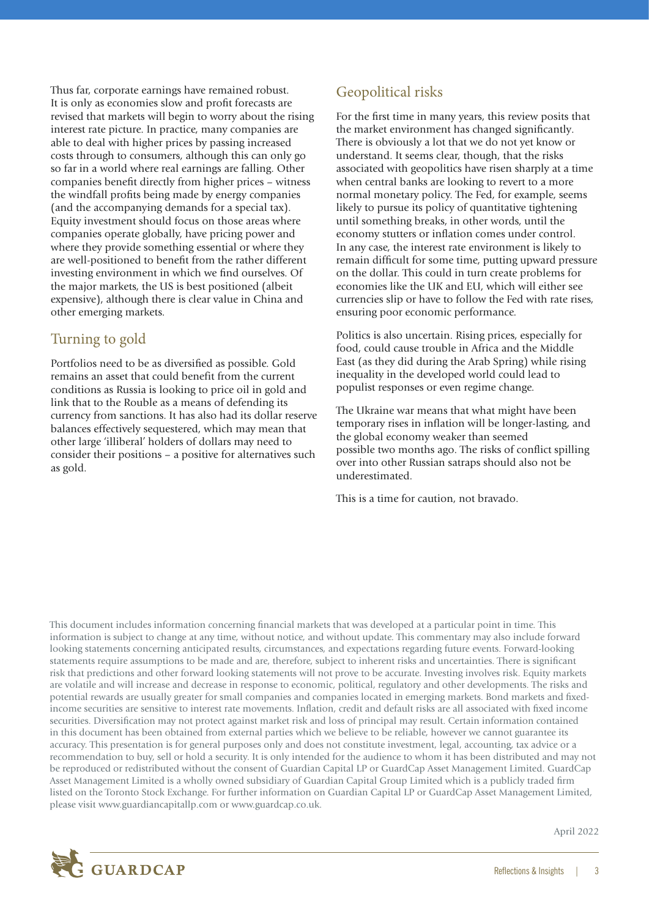Thus far, corporate earnings have remained robust. It is only as economies slow and profit forecasts are revised that markets will begin to worry about the rising interest rate picture. In practice, many companies are able to deal with higher prices by passing increased costs through to consumers, although this can only go so far in a world where real earnings are falling. Other companies benefit directly from higher prices – witness the windfall profits being made by energy companies (and the accompanying demands for a special tax). Equity investment should focus on those areas where companies operate globally, have pricing power and where they provide something essential or where they are well-positioned to benefit from the rather different investing environment in which we find ourselves. Of the major markets, the US is best positioned (albeit expensive), although there is clear value in China and other emerging markets.

## Turning to gold

Portfolios need to be as diversified as possible. Gold remains an asset that could benefit from the current conditions as Russia is looking to price oil in gold and link that to the Rouble as a means of defending its currency from sanctions. It has also had its dollar reserve balances effectively sequestered, which may mean that other large 'illiberal' holders of dollars may need to consider their positions – a positive for alternatives such as gold.

## Geopolitical risks

For the first time in many years, this review posits that the market environment has changed significantly. There is obviously a lot that we do not yet know or understand. It seems clear, though, that the risks associated with geopolitics have risen sharply at a time when central banks are looking to revert to a more normal monetary policy. The Fed, for example, seems likely to pursue its policy of quantitative tightening until something breaks, in other words, until the economy stutters or inflation comes under control. In any case, the interest rate environment is likely to remain difficult for some time, putting upward pressure on the dollar. This could in turn create problems for economies like the UK and EU, which will either see currencies slip or have to follow the Fed with rate rises, ensuring poor economic performance.

Politics is also uncertain. Rising prices, especially for food, could cause trouble in Africa and the Middle East (as they did during the Arab Spring) while rising inequality in the developed world could lead to populist responses or even regime change.

The Ukraine war means that what might have been temporary rises in inflation will be longer-lasting, and the global economy weaker than seemed possible two months ago. The risks of conflict spilling over into other Russian satraps should also not be underestimated.

This is a time for caution, not bravado.

This document includes information concerning financial markets that was developed at a particular point in time. This information is subject to change at any time, without notice, and without update. This commentary may also include forward looking statements concerning anticipated results, circumstances, and expectations regarding future events. Forward-looking statements require assumptions to be made and are, therefore, subject to inherent risks and uncertainties. There is significant risk that predictions and other forward looking statements will not prove to be accurate. Investing involves risk. Equity markets are volatile and will increase and decrease in response to economic, political, regulatory and other developments. The risks and potential rewards are usually greater for small companies and companies located in emerging markets. Bond markets and fixed-income securities are sensitive to interest rate movements. Inflation, credit and default risks are all associated with fixed income securities. Diversification may not protect against market risk and loss of principal may result. Certain information contained in this document has been obtained from external parties which we believe to be reliable, however we cannot guarantee its accuracy. This presentation is for general purposes only and does not constitute investment, legal, accounting, tax advice or a recommendation to buy, sell or hold a security. It is only intended for the audience to whom it has been distributed and may not be reproduced or redistributed without the consent of Guardian Capital LP or GuardCap Asset Management Limited. GuardCap Asset Management Limited is a wholly owned subsidiary of Guardian Capital Group Limited which is a publicly traded firm listed on the Toronto Stock Exchange. For further information on Guardian Capital LP or GuardCap Asset Management Limited, please visit www.guardiancapitallp.com or www.guardcap.co.uk.

April 2022